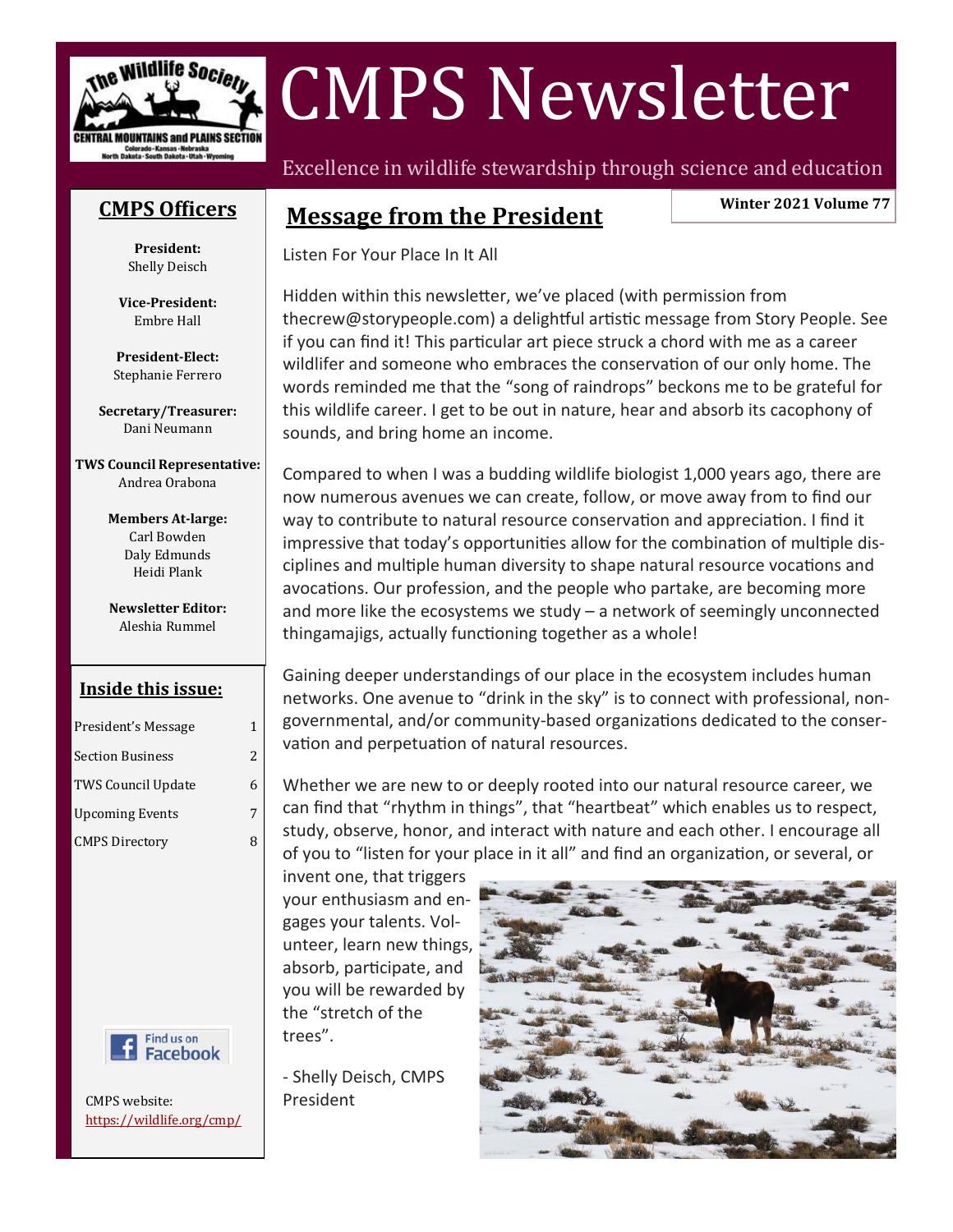# CMPS Newsletter

Excellence in wildlife stewardship through science and education

**Winter 2021 Volume 77**

## CMPS Officers

**President:**
Shelly Deisch

**Vice-President:**
Embre Hall

**President-Elect:**
Stephanie Ferrero

**Secretary/Treasurer:**
Dani Neumann

**TWS Council Representative:**
Andrea Orabona

**Members At-large:**
Carl Bowden
Daly Edmunds
Heidi Plank

**Newsletter Editor:**
Aleshia Rummel

## Inside this issue:

| | |
|---|---|
| President's Message | 1 |
| Section Business | 2 |
| TWS Council Update | 6 |
| Upcoming Events | 7 |
| CMPS Directory | 8 |

Find us on Facebook

CMPS website: https://wildlife.org/cmp/

## Message from the President

Listen For Your Place In It All

Hidden within this newsletter, we've placed (with permission from thecrew@storypeople.com) a delightful artistic message from Story People. See if you can find it! This particular art piece struck a chord with me as a career wildlifer and someone who embraces the conservation of our only home. The words reminded me that the "song of raindrops" beckons me to be grateful for this wildlife career. I get to be out in nature, hear and absorb its cacophony of sounds, and bring home an income.

Compared to when I was a budding wildlife biologist 1,000 years ago, there are now numerous avenues we can create, follow, or move away from to find our way to contribute to natural resource conservation and appreciation. I find it impressive that today's opportunities allow for the combination of multiple disciplines and multiple human diversity to shape natural resource vocations and avocations. Our profession, and the people who partake, are becoming more and more like the ecosystems we study – a network of seemingly unconnected thingamajigs, actually functioning together as a whole!

Gaining deeper understandings of our place in the ecosystem includes human networks. One avenue to "drink in the sky" is to connect with professional, non-governmental, and/or community-based organizations dedicated to the conservation and perpetuation of natural resources.

Whether we are new to or deeply rooted into our natural resource career, we can find that "rhythm in things", that "heartbeat" which enables us to respect, study, observe, honor, and interact with nature and each other. I encourage all of you to "listen for your place in it all" and find an organization, or several, or invent one, that triggers your enthusiasm and engages your talents. Volunteer, learn new things, absorb, participate, and you will be rewarded by the "stretch of the trees".

- Shelly Deisch, CMPS President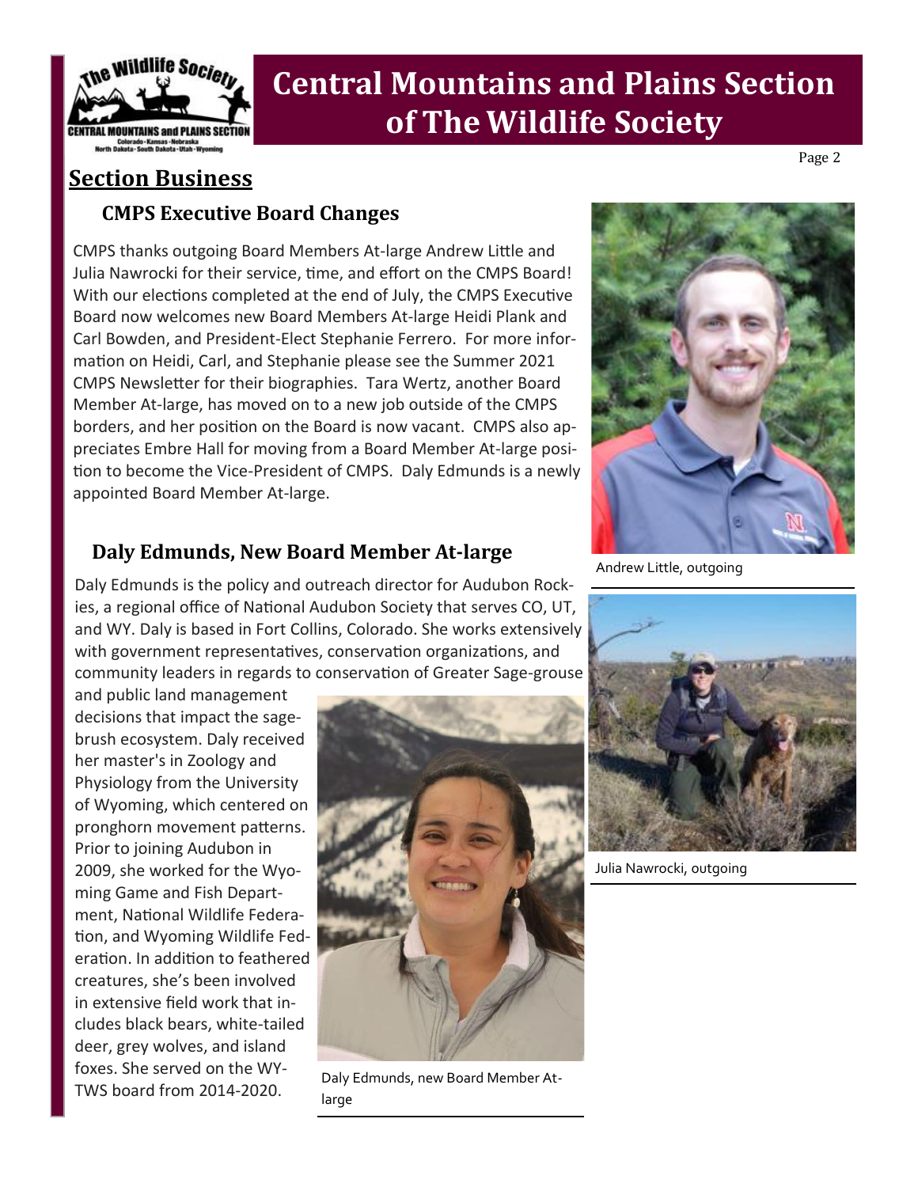## Section Business

### CMPS Executive Board Changes

CMPS thanks outgoing Board Members At-large Andrew Little and Julia Nawrocki for their service, time, and effort on the CMPS Board! With our elections completed at the end of July, the CMPS Executive Board now welcomes new Board Members At-large Heidi Plank and Carl Bowden, and President-Elect Stephanie Ferrero. For more information on Heidi, Carl, and Stephanie please see the Summer 2021 CMPS Newsletter for their biographies. Tara Wertz, another Board Member At-large, has moved on to a new job outside of the CMPS borders, and her position on the Board is now vacant. CMPS also appreciates Embre Hall for moving from a Board Member At-large position to become the Vice-President of CMPS. Daly Edmunds is a newly appointed Board Member At-large.

Andrew Little, outgoing

Julia Nawrocki, outgoing

### Daly Edmunds, New Board Member At-large

Daly Edmunds is the policy and outreach director for Audubon Rockies, a regional office of National Audubon Society that serves CO, UT, and WY. Daly is based in Fort Collins, Colorado. She works extensively with government representatives, conservation organizations, and community leaders in regards to conservation of Greater Sage-grouse and public land management decisions that impact the sagebrush ecosystem. Daly received her master's in Zoology and Physiology from the University of Wyoming, which centered on pronghorn movement patterns. Prior to joining Audubon in 2009, she worked for the Wyoming Game and Fish Department, National Wildlife Federation, and Wyoming Wildlife Federation. In addition to feathered creatures, she's been involved in extensive field work that includes black bears, white-tailed deer, grey wolves, and island foxes. She served on the WY-TWS board from 2014-2020.

Daly Edmunds, new Board Member At-large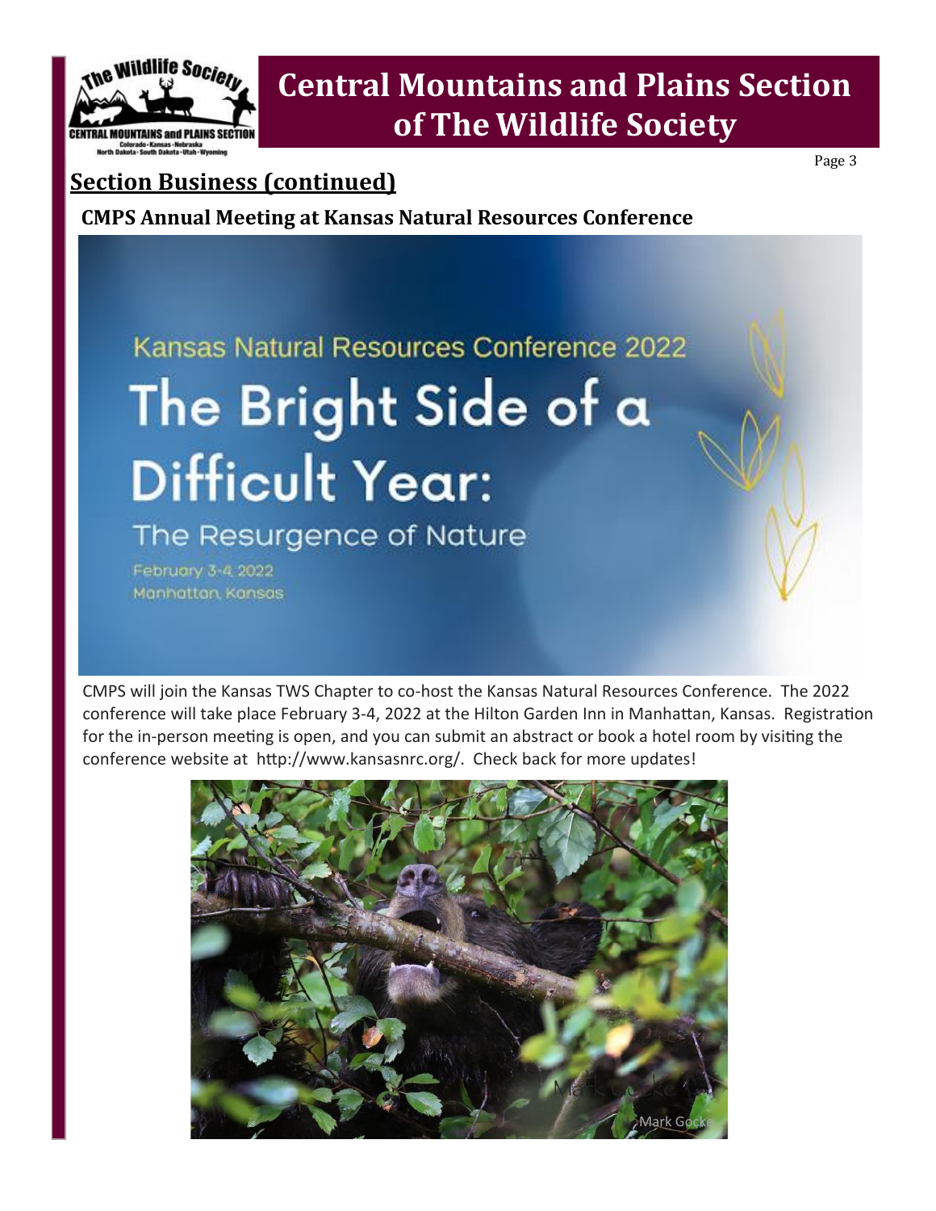## Section Business (continued)

### CMPS Annual Meeting at Kansas Natural Resources Conference

Kansas Natural Resources Conference 2022

# The Bright Side of a Difficult Year:

The Resurgence of Nature

February 3-4, 2022
Manhattan, Kansas

CMPS will join the Kansas TWS Chapter to co-host the Kansas Natural Resources Conference. The 2022 conference will take place February 3-4, 2022 at the Hilton Garden Inn in Manhattan, Kansas. Registration for the in-person meeting is open, and you can submit an abstract or book a hotel room by visiting the conference website at http://www.kansasnrc.org/. Check back for more updates!

Mark Gocke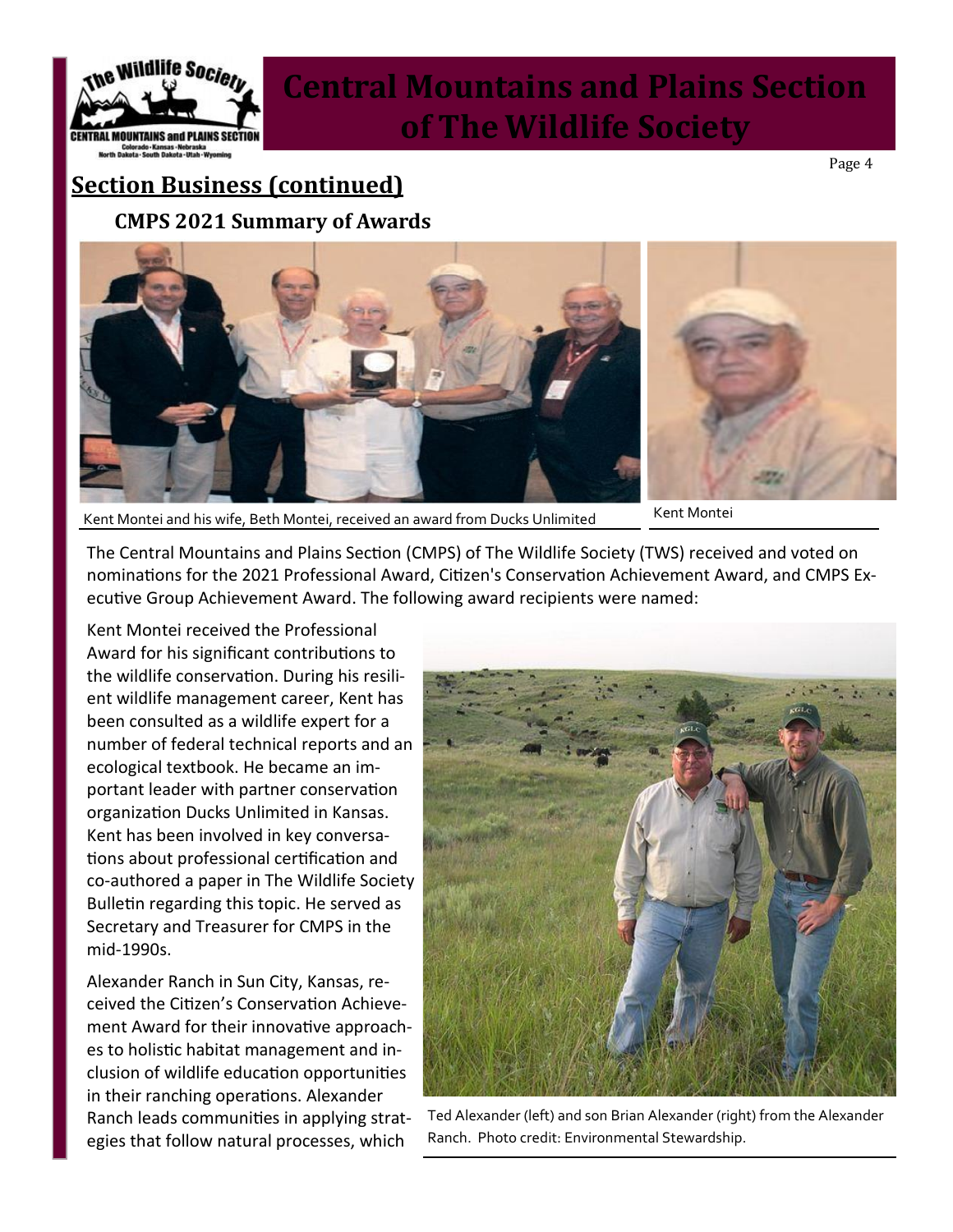## Section Business (continued)

### CMPS 2021 Summary of Awards

Kent Montei and his wife, Beth Montei, received an award from Ducks Unlimited

Kent Montei

The Central Mountains and Plains Section (CMPS) of The Wildlife Society (TWS) received and voted on nominations for the 2021 Professional Award, Citizen's Conservation Achievement Award, and CMPS Executive Group Achievement Award. The following award recipients were named:

Kent Montei received the Professional Award for his significant contributions to the wildlife conservation. During his resilient wildlife management career, Kent has been consulted as a wildlife expert for a number of federal technical reports and an ecological textbook. He became an important leader with partner conservation organization Ducks Unlimited in Kansas. Kent has been involved in key conversations about professional certification and co-authored a paper in The Wildlife Society Bulletin regarding this topic. He served as Secretary and Treasurer for CMPS in the mid-1990s.

Alexander Ranch in Sun City, Kansas, received the Citizen's Conservation Achievement Award for their innovative approaches to holistic habitat management and inclusion of wildlife education opportunities in their ranching operations. Alexander Ranch leads communities in applying strategies that follow natural processes, which

Ted Alexander (left) and son Brian Alexander (right) from the Alexander Ranch. Photo credit: Environmental Stewardship.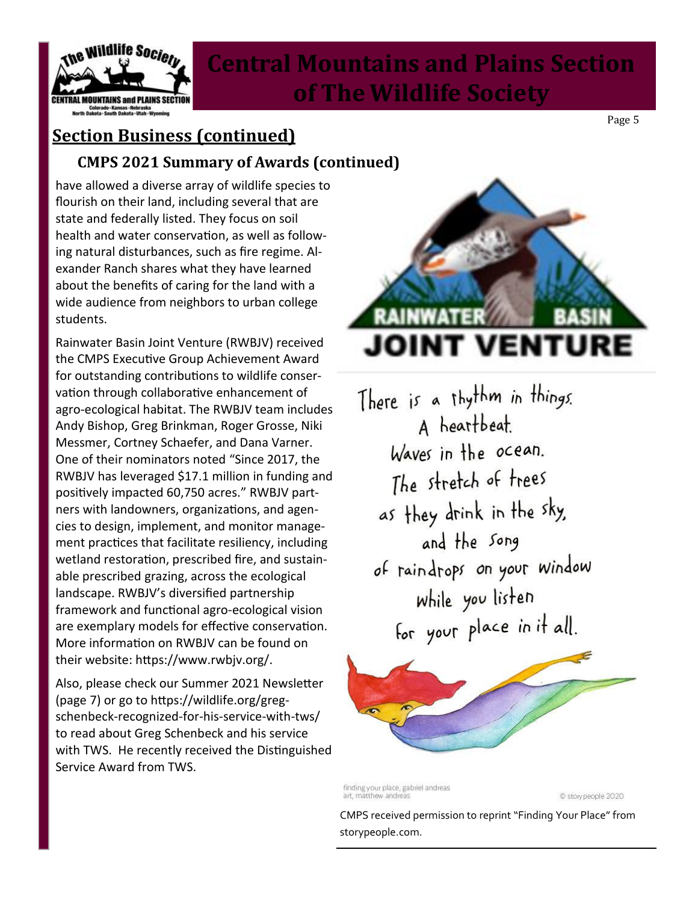## Section Business (continued)

### CMPS 2021 Summary of Awards (continued)

have allowed a diverse array of wildlife species to flourish on their land, including several that are state and federally listed. They focus on soil health and water conservation, as well as following natural disturbances, such as fire regime. Alexander Ranch shares what they have learned about the benefits of caring for the land with a wide audience from neighbors to urban college students.

Rainwater Basin Joint Venture (RWBJV) received the CMPS Executive Group Achievement Award for outstanding contributions to wildlife conservation through collaborative enhancement of agro-ecological habitat. The RWBJV team includes Andy Bishop, Greg Brinkman, Roger Grosse, Niki Messmer, Cortney Schaefer, and Dana Varner. One of their nominators noted "Since 2017, the RWBJV has leveraged $17.1 million in funding and positively impacted 60,750 acres." RWBJV partners with landowners, organizations, and agencies to design, implement, and monitor management practices that facilitate resiliency, including wetland restoration, prescribed fire, and sustainable prescribed grazing, across the ecological landscape. RWBJV's diversified partnership framework and functional agro-ecological vision are exemplary models for effective conservation. More information on RWBJV can be found on their website: https://www.rwbjv.org/.

Also, please check our Summer 2021 Newsletter (page 7) or go to https://wildlife.org/greg-schenbeck-recognized-for-his-service-with-tws/ to read about Greg Schenbeck and his service with TWS. He recently received the Distinguished Service Award from TWS.

RAINWATER BASIN JOINT VENTURE

There is a rhythm in things.
A heartbeat.
Waves in the ocean.
The stretch of trees
as they drink in the sky,
and the song
of raindrops on your window
while you listen
for your place in it all.

finding your place, gabriel andreas
art, matthew andreas
© story people 2020

CMPS received permission to reprint "Finding Your Place" from storypeople.com.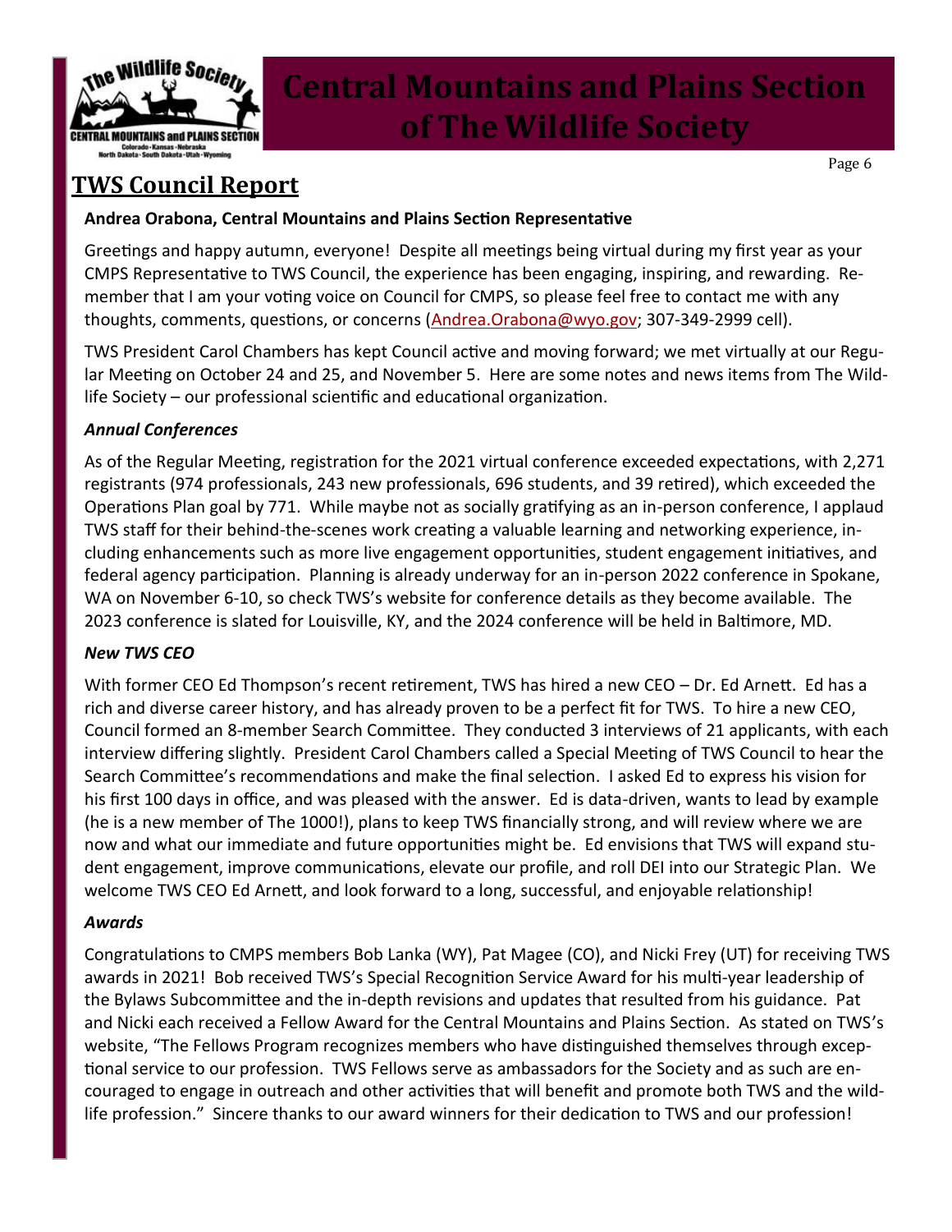## TWS Council Report

**Andrea Orabona, Central Mountains and Plains Section Representative**

Greetings and happy autumn, everyone! Despite all meetings being virtual during my first year as your CMPS Representative to TWS Council, the experience has been engaging, inspiring, and rewarding. Remember that I am your voting voice on Council for CMPS, so please feel free to contact me with any thoughts, comments, questions, or concerns (Andrea.Orabona@wyo.gov; 307-349-2999 cell).

TWS President Carol Chambers has kept Council active and moving forward; we met virtually at our Regular Meeting on October 24 and 25, and November 5. Here are some notes and news items from The Wildlife Society – our professional scientific and educational organization.

***Annual Conferences***

As of the Regular Meeting, registration for the 2021 virtual conference exceeded expectations, with 2,271 registrants (974 professionals, 243 new professionals, 696 students, and 39 retired), which exceeded the Operations Plan goal by 771. While maybe not as socially gratifying as an in-person conference, I applaud TWS staff for their behind-the-scenes work creating a valuable learning and networking experience, including enhancements such as more live engagement opportunities, student engagement initiatives, and federal agency participation. Planning is already underway for an in-person 2022 conference in Spokane, WA on November 6-10, so check TWS's website for conference details as they become available. The 2023 conference is slated for Louisville, KY, and the 2024 conference will be held in Baltimore, MD.

***New TWS CEO***

With former CEO Ed Thompson's recent retirement, TWS has hired a new CEO – Dr. Ed Arnett. Ed has a rich and diverse career history, and has already proven to be a perfect fit for TWS. To hire a new CEO, Council formed an 8-member Search Committee. They conducted 3 interviews of 21 applicants, with each interview differing slightly. President Carol Chambers called a Special Meeting of TWS Council to hear the Search Committee's recommendations and make the final selection. I asked Ed to express his vision for his first 100 days in office, and was pleased with the answer. Ed is data-driven, wants to lead by example (he is a new member of The 1000!), plans to keep TWS financially strong, and will review where we are now and what our immediate and future opportunities might be. Ed envisions that TWS will expand student engagement, improve communications, elevate our profile, and roll DEI into our Strategic Plan. We welcome TWS CEO Ed Arnett, and look forward to a long, successful, and enjoyable relationship!

***Awards***

Congratulations to CMPS members Bob Lanka (WY), Pat Magee (CO), and Nicki Frey (UT) for receiving TWS awards in 2021! Bob received TWS's Special Recognition Service Award for his multi-year leadership of the Bylaws Subcommittee and the in-depth revisions and updates that resulted from his guidance. Pat and Nicki each received a Fellow Award for the Central Mountains and Plains Section. As stated on TWS's website, "The Fellows Program recognizes members who have distinguished themselves through exceptional service to our profession. TWS Fellows serve as ambassadors for the Society and as such are encouraged to engage in outreach and other activities that will benefit and promote both TWS and the wildlife profession." Sincere thanks to our award winners for their dedication to TWS and our profession!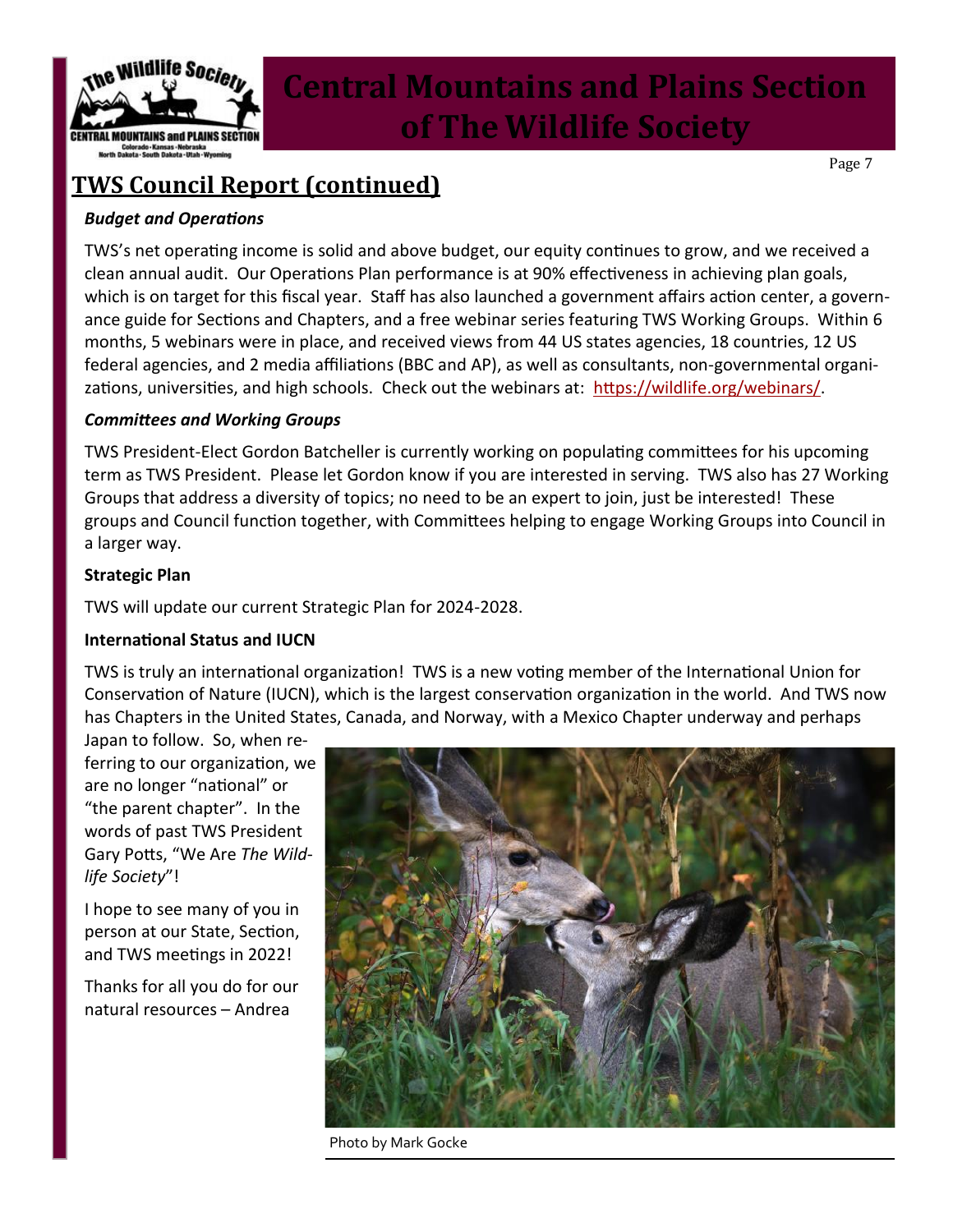## TWS Council Report (continued)

***Budget and Operations***

TWS's net operating income is solid and above budget, our equity continues to grow, and we received a clean annual audit. Our Operations Plan performance is at 90% effectiveness in achieving plan goals, which is on target for this fiscal year. Staff has also launched a government affairs action center, a governance guide for Sections and Chapters, and a free webinar series featuring TWS Working Groups. Within 6 months, 5 webinars were in place, and received views from 44 US states agencies, 18 countries, 12 US federal agencies, and 2 media affiliations (BBC and AP), as well as consultants, non-governmental organizations, universities, and high schools. Check out the webinars at: https://wildlife.org/webinars/.

***Committees and Working Groups***

TWS President-Elect Gordon Batcheller is currently working on populating committees for his upcoming term as TWS President. Please let Gordon know if you are interested in serving. TWS also has 27 Working Groups that address a diversity of topics; no need to be an expert to join, just be interested! These groups and Council function together, with Committees helping to engage Working Groups into Council in a larger way.

**Strategic Plan**

TWS will update our current Strategic Plan for 2024-2028.

**International Status and IUCN**

TWS is truly an international organization! TWS is a new voting member of the International Union for Conservation of Nature (IUCN), which is the largest conservation organization in the world. And TWS now has Chapters in the United States, Canada, and Norway, with a Mexico Chapter underway and perhaps Japan to follow. So, when referring to our organization, we are no longer "national" or "the parent chapter". In the words of past TWS President Gary Potts, "We Are *The Wildlife Society*"!

I hope to see many of you in person at our State, Section, and TWS meetings in 2022!

Thanks for all you do for our natural resources – Andrea

Photo by Mark Gocke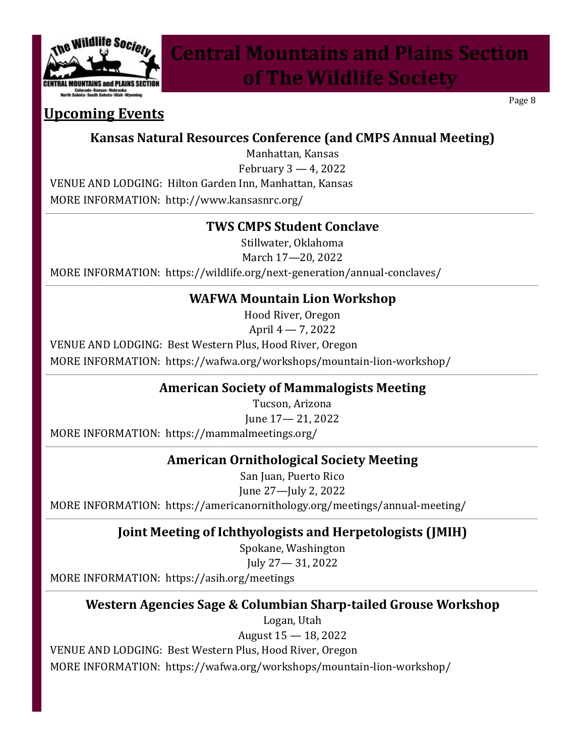## Upcoming Events

### Kansas Natural Resources Conference (and CMPS Annual Meeting)

Manhattan, Kansas

February 3 — 4, 2022

VENUE AND LODGING: Hilton Garden Inn, Manhattan, Kansas

MORE INFORMATION: http://www.kansasnrc.org/

---

### TWS CMPS Student Conclave

Stillwater, Oklahoma

March 17—20, 2022

MORE INFORMATION: https://wildlife.org/next-generation/annual-conclaves/

---

### WAFWA Mountain Lion Workshop

Hood River, Oregon

April 4 — 7, 2022

VENUE AND LODGING: Best Western Plus, Hood River, Oregon

MORE INFORMATION: https://wafwa.org/workshops/mountain-lion-workshop/

---

### American Society of Mammalogists Meeting

Tucson, Arizona

June 17— 21, 2022

MORE INFORMATION: https://mammalmeetings.org/

---

### American Ornithological Society Meeting

San Juan, Puerto Rico

June 27—July 2, 2022

MORE INFORMATION: https://americanornithology.org/meetings/annual-meeting/

---

### Joint Meeting of Ichthyologists and Herpetologists (JMIH)

Spokane, Washington

July 27— 31, 2022

MORE INFORMATION: https://asih.org/meetings

---

### Western Agencies Sage & Columbian Sharp-tailed Grouse Workshop

Logan, Utah

August 15 — 18, 2022

VENUE AND LODGING: Best Western Plus, Hood River, Oregon

MORE INFORMATION: https://wafwa.org/workshops/mountain-lion-workshop/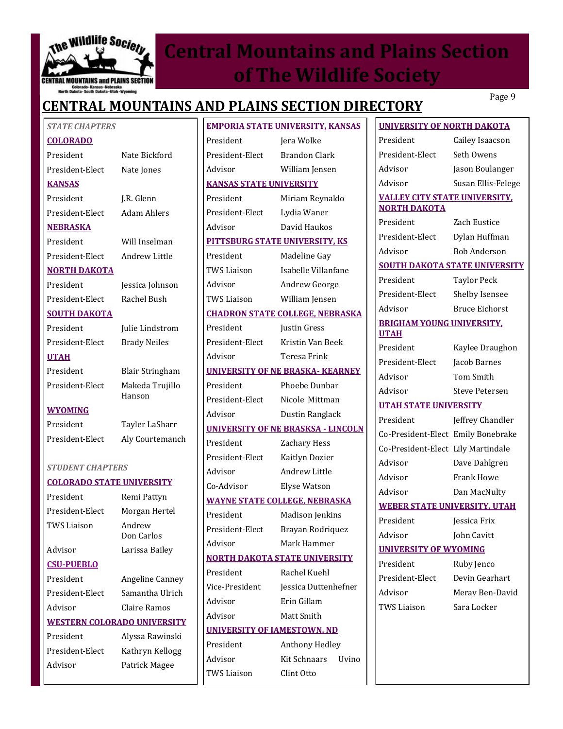# Central Mountains and Plains Section of The Wildlife Society

## CENTRAL MOUNTAINS AND PLAINS SECTION DIRECTORY

*STATE CHAPTERS*

**COLORADO**

President — Nate Bickford
President-Elect — Nate Jones

**KANSAS**

President — J.R. Glenn
President-Elect — Adam Ahlers

**NEBRASKA**

President — Will Inselman
President-Elect — Andrew Little

**NORTH DAKOTA**

President — Jessica Johnson
President-Elect — Rachel Bush

**SOUTH DAKOTA**

President — Julie Lindstrom
President-Elect — Brady Neiles

**UTAH**

President — Blair Stringham
President-Elect — Makeda Trujillo Hanson

**WYOMING**

President — Tayler LaSharr
President-Elect — Aly Courtemanch

*STUDENT CHAPTERS*

**COLORADO STATE UNIVERSITY**

President — Remi Pattyn
President-Elect — Morgan Hertel
TWS Liaison — Andrew Don Carlos
Advisor — Larissa Bailey

**CSU-PUEBLO**

President — Angeline Canney
President-Elect — Samantha Ulrich
Advisor — Claire Ramos

**WESTERN COLORADO UNIVERSITY**

President — Alyssa Rawinski
President-Elect — Kathryn Kellogg
Advisor — Patrick Magee

**EMPORIA STATE UNIVERSITY, KANSAS**

President — Jera Wolke
President-Elect — Brandon Clark
Advisor — William Jensen

**KANSAS STATE UNIVERSITY**

President — Miriam Reynaldo
President-Elect — Lydia Waner
Advisor — David Haukos

**PITTSBURG STATE UNIVERSITY, KS**

President — Madeline Gay
TWS Liaison — Isabelle Villanfane
Advisor — Andrew George
TWS Liaison — William Jensen

**CHADRON STATE COLLEGE, NEBRASKA**

President — Justin Gress
President-Elect — Kristin Van Beek
Advisor — Teresa Frink

**UNIVERSITY OF NE BRASKA- KEARNEY**

President — Phoebe Dunbar
President-Elect — Nicole Mittman
Advisor — Dustin Ranglack

**UNIVERSITY OF NE BRASKSA - LINCOLN**

President — Zachary Hess
President-Elect — Kaitlyn Dozier
Advisor — Andrew Little
Co-Advisor — Elyse Watson

**WAYNE STATE COLLEGE, NEBRASKA**

President — Madison Jenkins
President-Elect — Brayan Rodriquez
Advisor — Mark Hammer

**NORTH DAKOTA STATE UNIVERSITY**

President — Rachel Kuehl
Vice-President — Jessica Duttenhefner
Advisor — Erin Gillam
Advisor — Matt Smith

**UNIVERSITY OF JAMESTOWN, ND**

President — Anthony Hedley
Advisor — Kit Schnaars Uvino
TWS Liaison — Clint Otto

**UNIVERSITY OF NORTH DAKOTA**

President — Cailey Isaacson
President-Elect — Seth Owens
Advisor — Jason Boulanger
Advisor — Susan Ellis-Felege

**VALLEY CITY STATE UNIVERSITY, NORTH DAKOTA**

President — Zach Eustice
President-Elect — Dylan Huffman
Advisor — Bob Anderson

**SOUTH DAKOTA STATE UNIVERSITY**

President — Taylor Peck
President-Elect — Shelby Isensee
Advisor — Bruce Eichorst

**BRIGHAM YOUNG UNIVERSITY, UTAH**

President — Kaylee Draughon
President-Elect — Jacob Barnes
Advisor — Tom Smith
Advisor — Steve Petersen

**UTAH STATE UNIVERSITY**

President — Jeffrey Chandler
Co-President-Elect — Emily Bonebrake
Co-President-Elect — Lily Martindale
Advisor — Dave Dahlgren
Advisor — Frank Howe
Advisor — Dan MacNulty

**WEBER STATE UNIVERSITY, UTAH**

President — Jessica Frix
Advisor — John Cavitt

**UNIVERSITY OF WYOMING**

President — Ruby Jenco
President-Elect — Devin Gearhart
Advisor — Merav Ben-David
TWS Liaison — Sara Locker